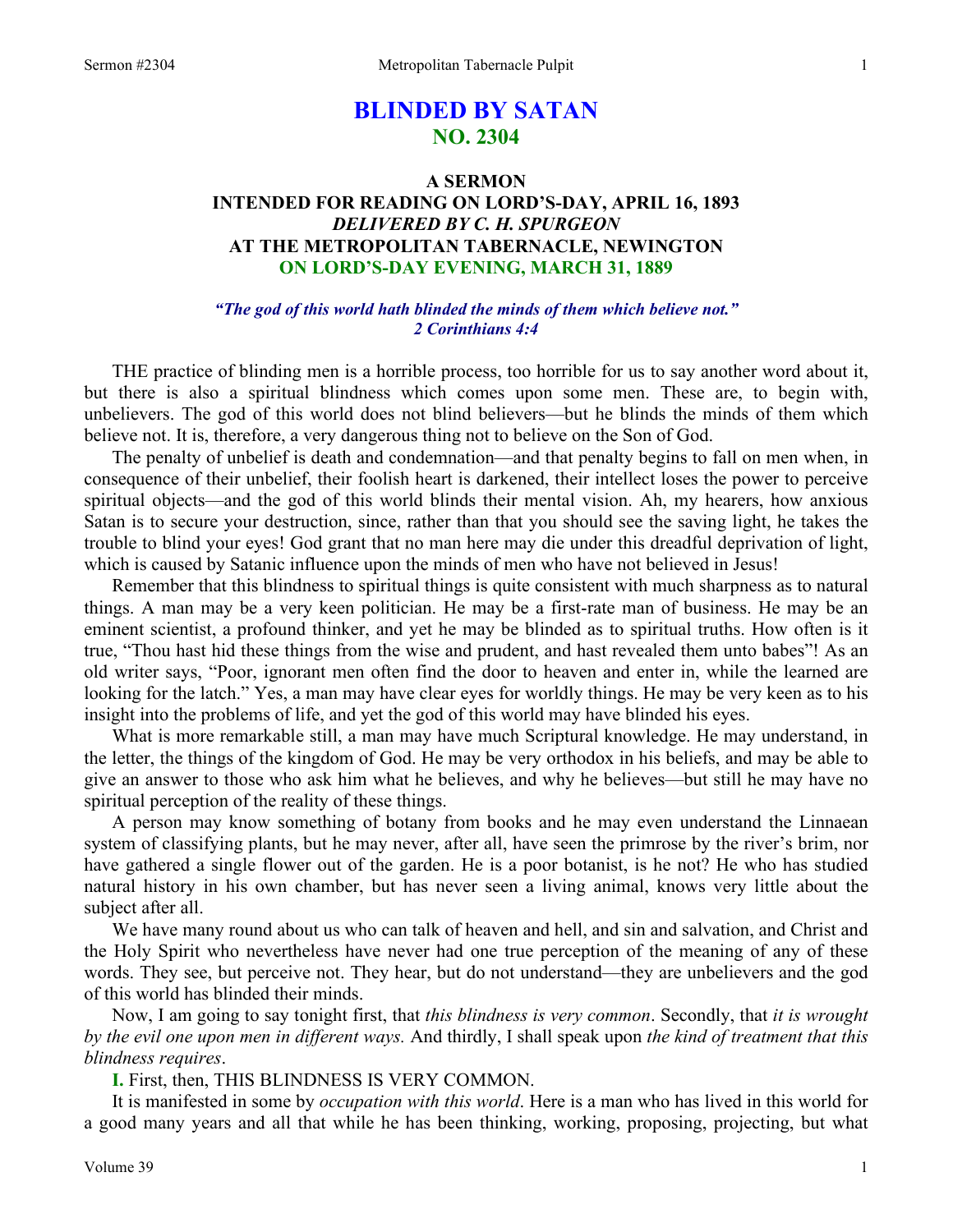# BLINDED BY SATAN
## NO. 2304

### A SERMON
### INTENDED FOR READING ON LORD'S-DAY, APRIL 16, 1893
### *DELIVERED BY C. H. SPURGEON*
### AT THE METROPOLITAN TABERNACLE, NEWINGTON
### ON LORD'S-DAY EVENING, MARCH 31, 1889

***"The god of this world hath blinded the minds of them which believe not." 2 Corinthians 4:4***

THE practice of blinding men is a horrible process, too horrible for us to say another word about it, but there is also a spiritual blindness which comes upon some men. These are, to begin with, unbelievers. The god of this world does not blind believers—but he blinds the minds of them which believe not. It is, therefore, a very dangerous thing not to believe on the Son of God.

The penalty of unbelief is death and condemnation—and that penalty begins to fall on men when, in consequence of their unbelief, their foolish heart is darkened, their intellect loses the power to perceive spiritual objects—and the god of this world blinds their mental vision. Ah, my hearers, how anxious Satan is to secure your destruction, since, rather than that you should see the saving light, he takes the trouble to blind your eyes! God grant that no man here may die under this dreadful deprivation of light, which is caused by Satanic influence upon the minds of men who have not believed in Jesus!

Remember that this blindness to spiritual things is quite consistent with much sharpness as to natural things. A man may be a very keen politician. He may be a first-rate man of business. He may be an eminent scientist, a profound thinker, and yet he may be blinded as to spiritual truths. How often is it true, "Thou hast hid these things from the wise and prudent, and hast revealed them unto babes"! As an old writer says, "Poor, ignorant men often find the door to heaven and enter in, while the learned are looking for the latch." Yes, a man may have clear eyes for worldly things. He may be very keen as to his insight into the problems of life, and yet the god of this world may have blinded his eyes.

What is more remarkable still, a man may have much Scriptural knowledge. He may understand, in the letter, the things of the kingdom of God. He may be very orthodox in his beliefs, and may be able to give an answer to those who ask him what he believes, and why he believes—but still he may have no spiritual perception of the reality of these things.

A person may know something of botany from books and he may even understand the Linnaean system of classifying plants, but he may never, after all, have seen the primrose by the river's brim, nor have gathered a single flower out of the garden. He is a poor botanist, is he not? He who has studied natural history in his own chamber, but has never seen a living animal, knows very little about the subject after all.

We have many round about us who can talk of heaven and hell, and sin and salvation, and Christ and the Holy Spirit who nevertheless have never had one true perception of the meaning of any of these words. They see, but perceive not. They hear, but do not understand—they are unbelievers and the god of this world has blinded their minds.

Now, I am going to say tonight first, that *this blindness is very common*. Secondly, that *it is wrought by the evil one upon men in different ways.* And thirdly, I shall speak upon *the kind of treatment that this blindness requires*.

**I.** First, then, THIS BLINDNESS IS VERY COMMON.

It is manifested in some by *occupation with this world*. Here is a man who has lived in this world for a good many years and all that while he has been thinking, working, proposing, projecting, but what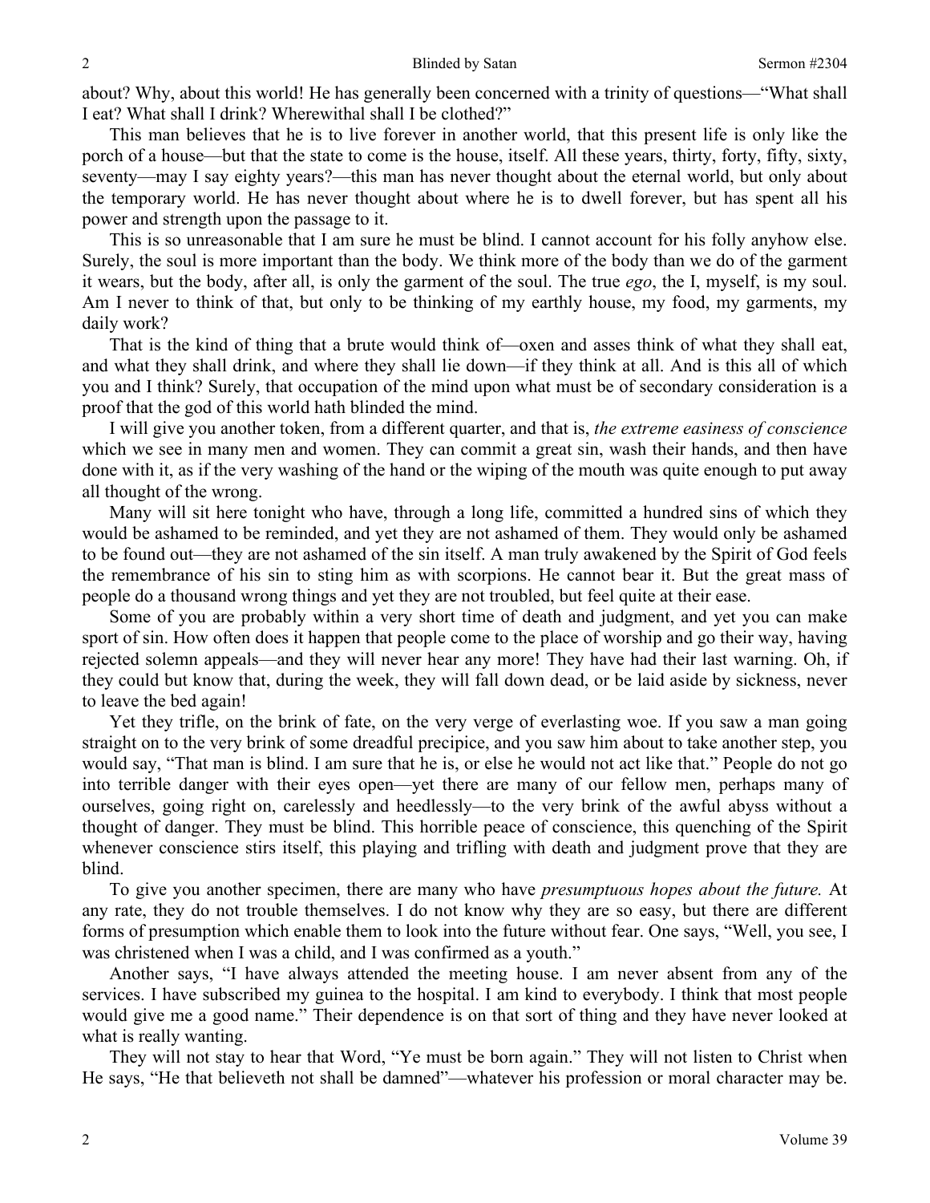about? Why, about this world! He has generally been concerned with a trinity of questions—"What shall I eat? What shall I drink? Wherewithal shall I be clothed?"

This man believes that he is to live forever in another world, that this present life is only like the porch of a house—but that the state to come is the house, itself. All these years, thirty, forty, fifty, sixty, seventy—may I say eighty years?—this man has never thought about the eternal world, but only about the temporary world. He has never thought about where he is to dwell forever, but has spent all his power and strength upon the passage to it.

This is so unreasonable that I am sure he must be blind. I cannot account for his folly anyhow else. Surely, the soul is more important than the body. We think more of the body than we do of the garment it wears, but the body, after all, is only the garment of the soul. The true *ego*, the I, myself, is my soul. Am I never to think of that, but only to be thinking of my earthly house, my food, my garments, my daily work?

That is the kind of thing that a brute would think of—oxen and asses think of what they shall eat, and what they shall drink, and where they shall lie down—if they think at all. And is this all of which you and I think? Surely, that occupation of the mind upon what must be of secondary consideration is a proof that the god of this world hath blinded the mind.

I will give you another token, from a different quarter, and that is, *the extreme easiness of conscience* which we see in many men and women. They can commit a great sin, wash their hands, and then have done with it, as if the very washing of the hand or the wiping of the mouth was quite enough to put away all thought of the wrong.

Many will sit here tonight who have, through a long life, committed a hundred sins of which they would be ashamed to be reminded, and yet they are not ashamed of them. They would only be ashamed to be found out—they are not ashamed of the sin itself. A man truly awakened by the Spirit of God feels the remembrance of his sin to sting him as with scorpions. He cannot bear it. But the great mass of people do a thousand wrong things and yet they are not troubled, but feel quite at their ease.

Some of you are probably within a very short time of death and judgment, and yet you can make sport of sin. How often does it happen that people come to the place of worship and go their way, having rejected solemn appeals—and they will never hear any more! They have had their last warning. Oh, if they could but know that, during the week, they will fall down dead, or be laid aside by sickness, never to leave the bed again!

Yet they trifle, on the brink of fate, on the very verge of everlasting woe. If you saw a man going straight on to the very brink of some dreadful precipice, and you saw him about to take another step, you would say, "That man is blind. I am sure that he is, or else he would not act like that." People do not go into terrible danger with their eyes open—yet there are many of our fellow men, perhaps many of ourselves, going right on, carelessly and heedlessly—to the very brink of the awful abyss without a thought of danger. They must be blind. This horrible peace of conscience, this quenching of the Spirit whenever conscience stirs itself, this playing and trifling with death and judgment prove that they are blind.

To give you another specimen, there are many who have *presumptuous hopes about the future.* At any rate, they do not trouble themselves. I do not know why they are so easy, but there are different forms of presumption which enable them to look into the future without fear. One says, "Well, you see, I was christened when I was a child, and I was confirmed as a youth."

Another says, "I have always attended the meeting house. I am never absent from any of the services. I have subscribed my guinea to the hospital. I am kind to everybody. I think that most people would give me a good name." Their dependence is on that sort of thing and they have never looked at what is really wanting.

They will not stay to hear that Word, "Ye must be born again." They will not listen to Christ when He says, "He that believeth not shall be damned"—whatever his profession or moral character may be.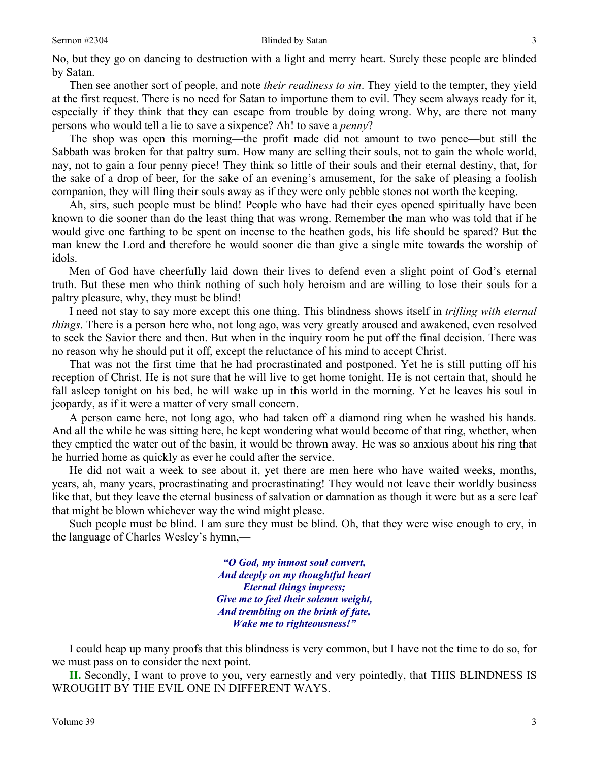No, but they go on dancing to destruction with a light and merry heart. Surely these people are blinded by Satan.

Then see another sort of people, and note *their readiness to sin*. They yield to the tempter, they yield at the first request. There is no need for Satan to importune them to evil. They seem always ready for it, especially if they think that they can escape from trouble by doing wrong. Why, are there not many persons who would tell a lie to save a sixpence? Ah! to save a *penny*?

The shop was open this morning—the profit made did not amount to two pence—but still the Sabbath was broken for that paltry sum. How many are selling their souls, not to gain the whole world, nay, not to gain a four penny piece! They think so little of their souls and their eternal destiny, that, for the sake of a drop of beer, for the sake of an evening's amusement, for the sake of pleasing a foolish companion, they will fling their souls away as if they were only pebble stones not worth the keeping.

Ah, sirs, such people must be blind! People who have had their eyes opened spiritually have been known to die sooner than do the least thing that was wrong. Remember the man who was told that if he would give one farthing to be spent on incense to the heathen gods, his life should be spared? But the man knew the Lord and therefore he would sooner die than give a single mite towards the worship of idols.

Men of God have cheerfully laid down their lives to defend even a slight point of God's eternal truth. But these men who think nothing of such holy heroism and are willing to lose their souls for a paltry pleasure, why, they must be blind!

I need not stay to say more except this one thing. This blindness shows itself in *trifling with eternal things*. There is a person here who, not long ago, was very greatly aroused and awakened, even resolved to seek the Savior there and then. But when in the inquiry room he put off the final decision. There was no reason why he should put it off, except the reluctance of his mind to accept Christ.

That was not the first time that he had procrastinated and postponed. Yet he is still putting off his reception of Christ. He is not sure that he will live to get home tonight. He is not certain that, should he fall asleep tonight on his bed, he will wake up in this world in the morning. Yet he leaves his soul in jeopardy, as if it were a matter of very small concern.

A person came here, not long ago, who had taken off a diamond ring when he washed his hands. And all the while he was sitting here, he kept wondering what would become of that ring, whether, when they emptied the water out of the basin, it would be thrown away. He was so anxious about his ring that he hurried home as quickly as ever he could after the service.

He did not wait a week to see about it, yet there are men here who have waited weeks, months, years, ah, many years, procrastinating and procrastinating! They would not leave their worldly business like that, but they leave the eternal business of salvation or damnation as though it were but as a sere leaf that might be blown whichever way the wind might please.

Such people must be blind. I am sure they must be blind. Oh, that they were wise enough to cry, in the language of Charles Wesley's hymn,—

> ***"O God, my inmost soul convert,***
> ***And deeply on my thoughtful heart***
> ***Eternal things impress;***
> ***Give me to feel their solemn weight,***
> ***And trembling on the brink of fate,***
> ***Wake me to righteousness!"***

I could heap up many proofs that this blindness is very common, but I have not the time to do so, for we must pass on to consider the next point.

**II.** Secondly, I want to prove to you, very earnestly and very pointedly, that THIS BLINDNESS IS WROUGHT BY THE EVIL ONE IN DIFFERENT WAYS.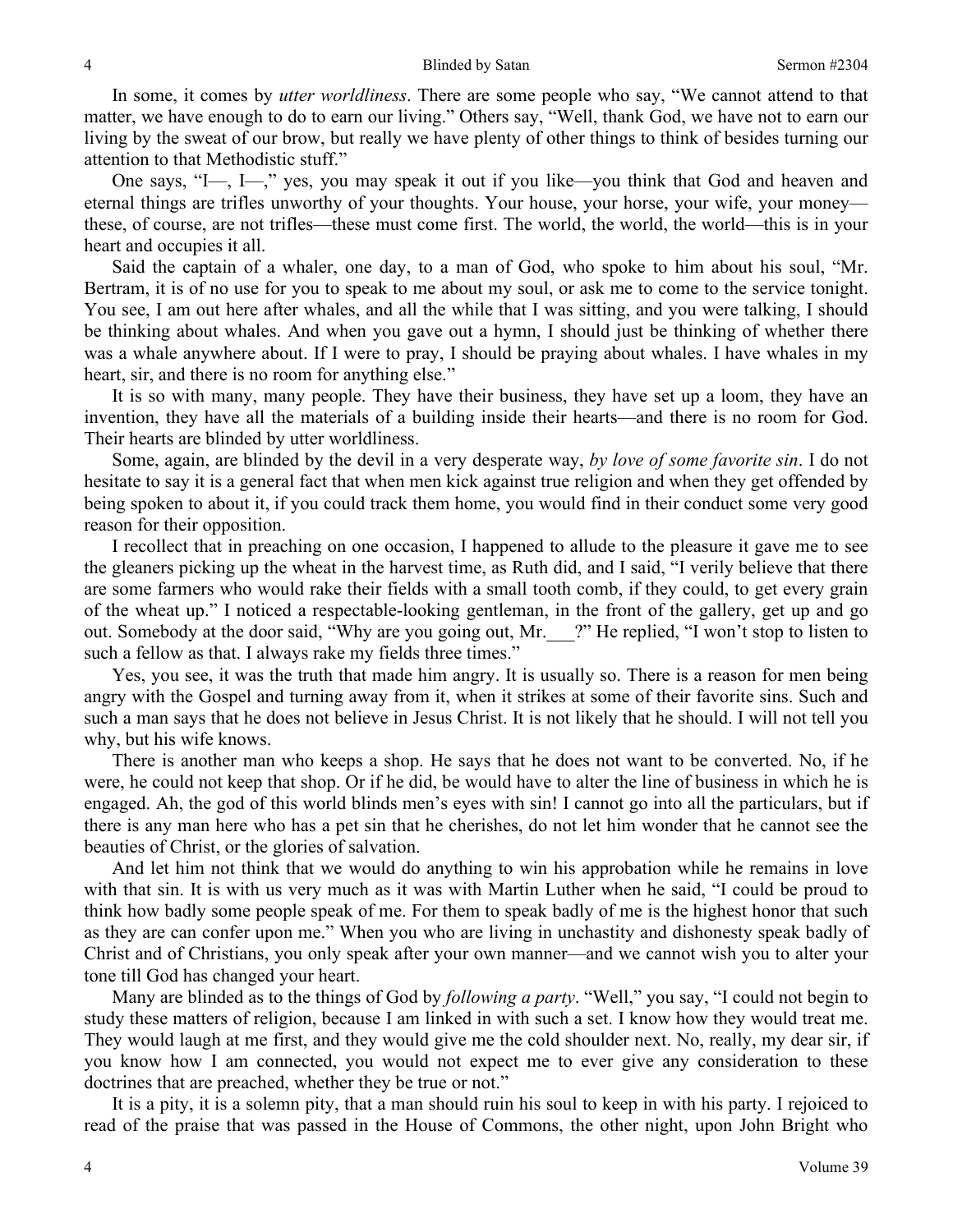In some, it comes by *utter worldliness*. There are some people who say, "We cannot attend to that matter, we have enough to do to earn our living." Others say, "Well, thank God, we have not to earn our living by the sweat of our brow, but really we have plenty of other things to think of besides turning our attention to that Methodistic stuff."

One says, "I—, I—," yes, you may speak it out if you like—you think that God and heaven and eternal things are trifles unworthy of your thoughts. Your house, your horse, your wife, your money—these, of course, are not trifles—these must come first. The world, the world, the world—this is in your heart and occupies it all.

Said the captain of a whaler, one day, to a man of God, who spoke to him about his soul, "Mr. Bertram, it is of no use for you to speak to me about my soul, or ask me to come to the service tonight. You see, I am out here after whales, and all the while that I was sitting, and you were talking, I should be thinking about whales. And when you gave out a hymn, I should just be thinking of whether there was a whale anywhere about. If I were to pray, I should be praying about whales. I have whales in my heart, sir, and there is no room for anything else."

It is so with many, many people. They have their business, they have set up a loom, they have an invention, they have all the materials of a building inside their hearts—and there is no room for God. Their hearts are blinded by utter worldliness.

Some, again, are blinded by the devil in a very desperate way, *by love of some favorite sin*. I do not hesitate to say it is a general fact that when men kick against true religion and when they get offended by being spoken to about it, if you could track them home, you would find in their conduct some very good reason for their opposition.

I recollect that in preaching on one occasion, I happened to allude to the pleasure it gave me to see the gleaners picking up the wheat in the harvest time, as Ruth did, and I said, "I verily believe that there are some farmers who would rake their fields with a small tooth comb, if they could, to get every grain of the wheat up." I noticed a respectable-looking gentleman, in the front of the gallery, get up and go out. Somebody at the door said, "Why are you going out, Mr.___?" He replied, "I won't stop to listen to such a fellow as that. I always rake my fields three times."

Yes, you see, it was the truth that made him angry. It is usually so. There is a reason for men being angry with the Gospel and turning away from it, when it strikes at some of their favorite sins. Such and such a man says that he does not believe in Jesus Christ. It is not likely that he should. I will not tell you why, but his wife knows.

There is another man who keeps a shop. He says that he does not want to be converted. No, if he were, he could not keep that shop. Or if he did, be would have to alter the line of business in which he is engaged. Ah, the god of this world blinds men's eyes with sin! I cannot go into all the particulars, but if there is any man here who has a pet sin that he cherishes, do not let him wonder that he cannot see the beauties of Christ, or the glories of salvation.

And let him not think that we would do anything to win his approbation while he remains in love with that sin. It is with us very much as it was with Martin Luther when he said, "I could be proud to think how badly some people speak of me. For them to speak badly of me is the highest honor that such as they are can confer upon me." When you who are living in unchastity and dishonesty speak badly of Christ and of Christians, you only speak after your own manner—and we cannot wish you to alter your tone till God has changed your heart.

Many are blinded as to the things of God by *following a party*. "Well," you say, "I could not begin to study these matters of religion, because I am linked in with such a set. I know how they would treat me. They would laugh at me first, and they would give me the cold shoulder next. No, really, my dear sir, if you know how I am connected, you would not expect me to ever give any consideration to these doctrines that are preached, whether they be true or not."

It is a pity, it is a solemn pity, that a man should ruin his soul to keep in with his party. I rejoiced to read of the praise that was passed in the House of Commons, the other night, upon John Bright who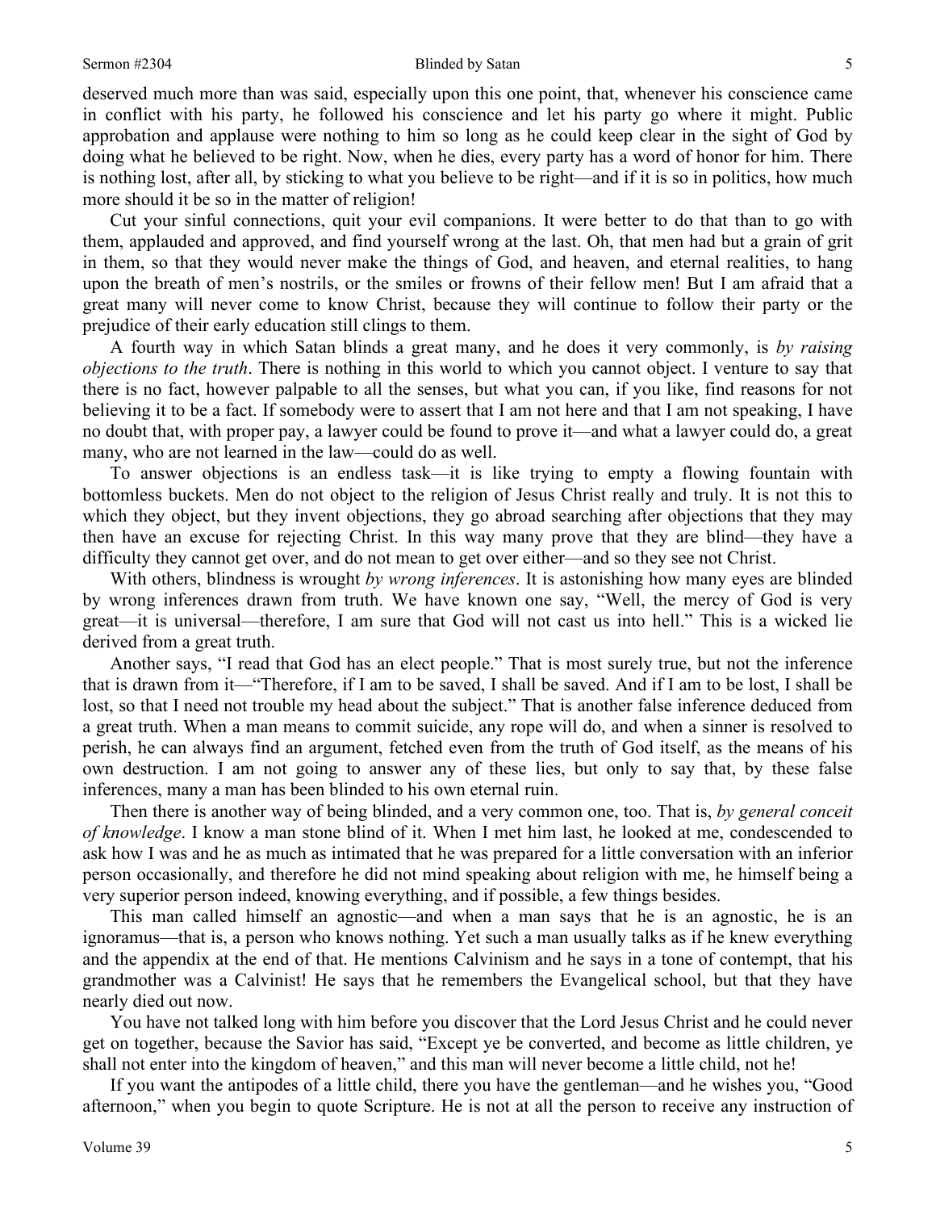deserved much more than was said, especially upon this one point, that, whenever his conscience came in conflict with his party, he followed his conscience and let his party go where it might. Public approbation and applause were nothing to him so long as he could keep clear in the sight of God by doing what he believed to be right. Now, when he dies, every party has a word of honor for him. There is nothing lost, after all, by sticking to what you believe to be right—and if it is so in politics, how much more should it be so in the matter of religion!

Cut your sinful connections, quit your evil companions. It were better to do that than to go with them, applauded and approved, and find yourself wrong at the last. Oh, that men had but a grain of grit in them, so that they would never make the things of God, and heaven, and eternal realities, to hang upon the breath of men's nostrils, or the smiles or frowns of their fellow men! But I am afraid that a great many will never come to know Christ, because they will continue to follow their party or the prejudice of their early education still clings to them.

A fourth way in which Satan blinds a great many, and he does it very commonly, is *by raising objections to the truth*. There is nothing in this world to which you cannot object. I venture to say that there is no fact, however palpable to all the senses, but what you can, if you like, find reasons for not believing it to be a fact. If somebody were to assert that I am not here and that I am not speaking, I have no doubt that, with proper pay, a lawyer could be found to prove it—and what a lawyer could do, a great many, who are not learned in the law—could do as well.

To answer objections is an endless task—it is like trying to empty a flowing fountain with bottomless buckets. Men do not object to the religion of Jesus Christ really and truly. It is not this to which they object, but they invent objections, they go abroad searching after objections that they may then have an excuse for rejecting Christ. In this way many prove that they are blind—they have a difficulty they cannot get over, and do not mean to get over either—and so they see not Christ.

With others, blindness is wrought *by wrong inferences*. It is astonishing how many eyes are blinded by wrong inferences drawn from truth. We have known one say, "Well, the mercy of God is very great—it is universal—therefore, I am sure that God will not cast us into hell." This is a wicked lie derived from a great truth.

Another says, "I read that God has an elect people." That is most surely true, but not the inference that is drawn from it—"Therefore, if I am to be saved, I shall be saved. And if I am to be lost, I shall be lost, so that I need not trouble my head about the subject." That is another false inference deduced from a great truth. When a man means to commit suicide, any rope will do, and when a sinner is resolved to perish, he can always find an argument, fetched even from the truth of God itself, as the means of his own destruction. I am not going to answer any of these lies, but only to say that, by these false inferences, many a man has been blinded to his own eternal ruin.

Then there is another way of being blinded, and a very common one, too. That is, *by general conceit of knowledge*. I know a man stone blind of it. When I met him last, he looked at me, condescended to ask how I was and he as much as intimated that he was prepared for a little conversation with an inferior person occasionally, and therefore he did not mind speaking about religion with me, he himself being a very superior person indeed, knowing everything, and if possible, a few things besides.

This man called himself an agnostic—and when a man says that he is an agnostic, he is an ignoramus—that is, a person who knows nothing. Yet such a man usually talks as if he knew everything and the appendix at the end of that. He mentions Calvinism and he says in a tone of contempt, that his grandmother was a Calvinist! He says that he remembers the Evangelical school, but that they have nearly died out now.

You have not talked long with him before you discover that the Lord Jesus Christ and he could never get on together, because the Savior has said, "Except ye be converted, and become as little children, ye shall not enter into the kingdom of heaven," and this man will never become a little child, not he!

If you want the antipodes of a little child, there you have the gentleman—and he wishes you, "Good afternoon," when you begin to quote Scripture. He is not at all the person to receive any instruction of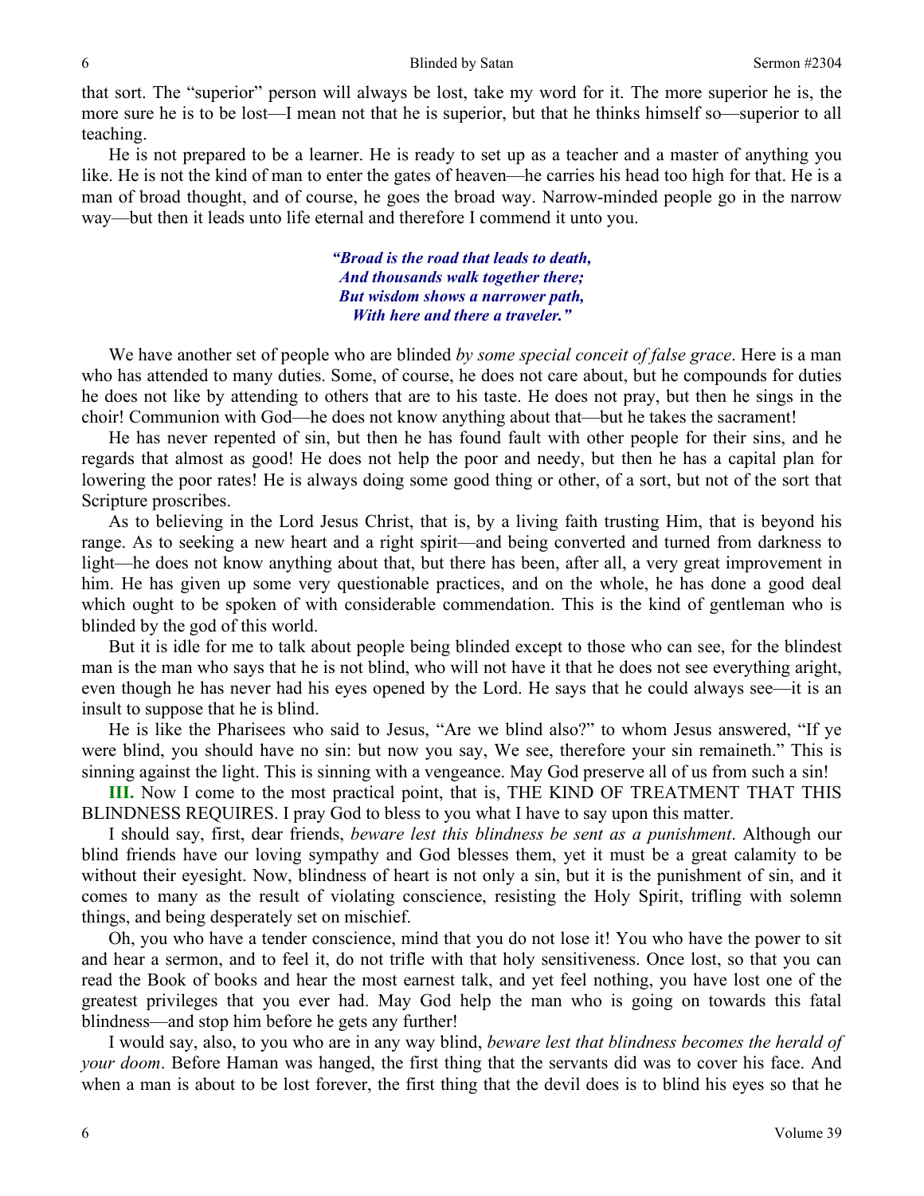that sort. The "superior" person will always be lost, take my word for it. The more superior he is, the more sure he is to be lost—I mean not that he is superior, but that he thinks himself so—superior to all teaching.

He is not prepared to be a learner. He is ready to set up as a teacher and a master of anything you like. He is not the kind of man to enter the gates of heaven—he carries his head too high for that. He is a man of broad thought, and of course, he goes the broad way. Narrow-minded people go in the narrow way—but then it leads unto life eternal and therefore I commend it unto you.

> ***"Broad is the road that leads to death,***
> ***And thousands walk together there;***
> ***But wisdom shows a narrower path,***
> ***With here and there a traveler."***

We have another set of people who are blinded *by some special conceit of false grace*. Here is a man who has attended to many duties. Some, of course, he does not care about, but he compounds for duties he does not like by attending to others that are to his taste. He does not pray, but then he sings in the choir! Communion with God—he does not know anything about that—but he takes the sacrament!

He has never repented of sin, but then he has found fault with other people for their sins, and he regards that almost as good! He does not help the poor and needy, but then he has a capital plan for lowering the poor rates! He is always doing some good thing or other, of a sort, but not of the sort that Scripture proscribes.

As to believing in the Lord Jesus Christ, that is, by a living faith trusting Him, that is beyond his range. As to seeking a new heart and a right spirit—and being converted and turned from darkness to light—he does not know anything about that, but there has been, after all, a very great improvement in him. He has given up some very questionable practices, and on the whole, he has done a good deal which ought to be spoken of with considerable commendation. This is the kind of gentleman who is blinded by the god of this world.

But it is idle for me to talk about people being blinded except to those who can see, for the blindest man is the man who says that he is not blind, who will not have it that he does not see everything aright, even though he has never had his eyes opened by the Lord. He says that he could always see—it is an insult to suppose that he is blind.

He is like the Pharisees who said to Jesus, "Are we blind also?" to whom Jesus answered, "If ye were blind, you should have no sin: but now you say, We see, therefore your sin remaineth." This is sinning against the light. This is sinning with a vengeance. May God preserve all of us from such a sin!

**III.** Now I come to the most practical point, that is, THE KIND OF TREATMENT THAT THIS BLINDNESS REQUIRES. I pray God to bless to you what I have to say upon this matter.

I should say, first, dear friends, *beware lest this blindness be sent as a punishment*. Although our blind friends have our loving sympathy and God blesses them, yet it must be a great calamity to be without their eyesight. Now, blindness of heart is not only a sin, but it is the punishment of sin, and it comes to many as the result of violating conscience, resisting the Holy Spirit, trifling with solemn things, and being desperately set on mischief.

Oh, you who have a tender conscience, mind that you do not lose it! You who have the power to sit and hear a sermon, and to feel it, do not trifle with that holy sensitiveness. Once lost, so that you can read the Book of books and hear the most earnest talk, and yet feel nothing, you have lost one of the greatest privileges that you ever had. May God help the man who is going on towards this fatal blindness—and stop him before he gets any further!

I would say, also, to you who are in any way blind, *beware lest that blindness becomes the herald of your doom*. Before Haman was hanged, the first thing that the servants did was to cover his face. And when a man is about to be lost forever, the first thing that the devil does is to blind his eyes so that he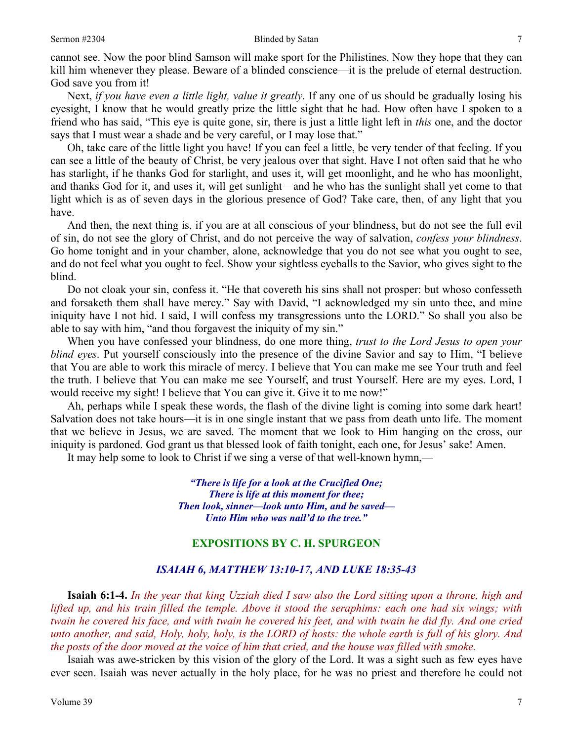cannot see. Now the poor blind Samson will make sport for the Philistines. Now they hope that they can kill him whenever they please. Beware of a blinded conscience—it is the prelude of eternal destruction. God save you from it!

Next, *if you have even a little light, value it greatly*. If any one of us should be gradually losing his eyesight, I know that he would greatly prize the little sight that he had. How often have I spoken to a friend who has said, "This eye is quite gone, sir, there is just a little light left in *this* one, and the doctor says that I must wear a shade and be very careful, or I may lose that."

Oh, take care of the little light you have! If you can feel a little, be very tender of that feeling. If you can see a little of the beauty of Christ, be very jealous over that sight. Have I not often said that he who has starlight, if he thanks God for starlight, and uses it, will get moonlight, and he who has moonlight, and thanks God for it, and uses it, will get sunlight—and he who has the sunlight shall yet come to that light which is as of seven days in the glorious presence of God? Take care, then, of any light that you have.

And then, the next thing is, if you are at all conscious of your blindness, but do not see the full evil of sin, do not see the glory of Christ, and do not perceive the way of salvation, *confess your blindness*. Go home tonight and in your chamber, alone, acknowledge that you do not see what you ought to see, and do not feel what you ought to feel. Show your sightless eyeballs to the Savior, who gives sight to the blind.

Do not cloak your sin, confess it. "He that covereth his sins shall not prosper: but whoso confesseth and forsaketh them shall have mercy." Say with David, "I acknowledged my sin unto thee, and mine iniquity have I not hid. I said, I will confess my transgressions unto the LORD." So shall you also be able to say with him, "and thou forgavest the iniquity of my sin."

When you have confessed your blindness, do one more thing, *trust to the Lord Jesus to open your blind eyes*. Put yourself consciously into the presence of the divine Savior and say to Him, "I believe that You are able to work this miracle of mercy. I believe that You can make me see Your truth and feel the truth. I believe that You can make me see Yourself, and trust Yourself. Here are my eyes. Lord, I would receive my sight! I believe that You can give it. Give it to me now!"

Ah, perhaps while I speak these words, the flash of the divine light is coming into some dark heart! Salvation does not take hours—it is in one single instant that we pass from death unto life. The moment that we believe in Jesus, we are saved. The moment that we look to Him hanging on the cross, our iniquity is pardoned. God grant us that blessed look of faith tonight, each one, for Jesus' sake! Amen.

It may help some to look to Christ if we sing a verse of that well-known hymn,—

> *"There is life for a look at the Crucified One;*
> *There is life at this moment for thee;*
> *Then look, sinner—look unto Him, and be saved—*
> *Unto Him who was nail'd to the tree."*

## EXPOSITIONS BY C. H. SPURGEON

### *ISAIAH 6, MATTHEW 13:10-17, AND LUKE 18:35-43*

**Isaiah 6:1-4.** *In the year that king Uzziah died I saw also the Lord sitting upon a throne, high and lifted up, and his train filled the temple. Above it stood the seraphims: each one had six wings; with twain he covered his face, and with twain he covered his feet, and with twain he did fly. And one cried unto another, and said, Holy, holy, holy, is the LORD of hosts: the whole earth is full of his glory. And the posts of the door moved at the voice of him that cried, and the house was filled with smoke.*

Isaiah was awe-stricken by this vision of the glory of the Lord. It was a sight such as few eyes have ever seen. Isaiah was never actually in the holy place, for he was no priest and therefore he could not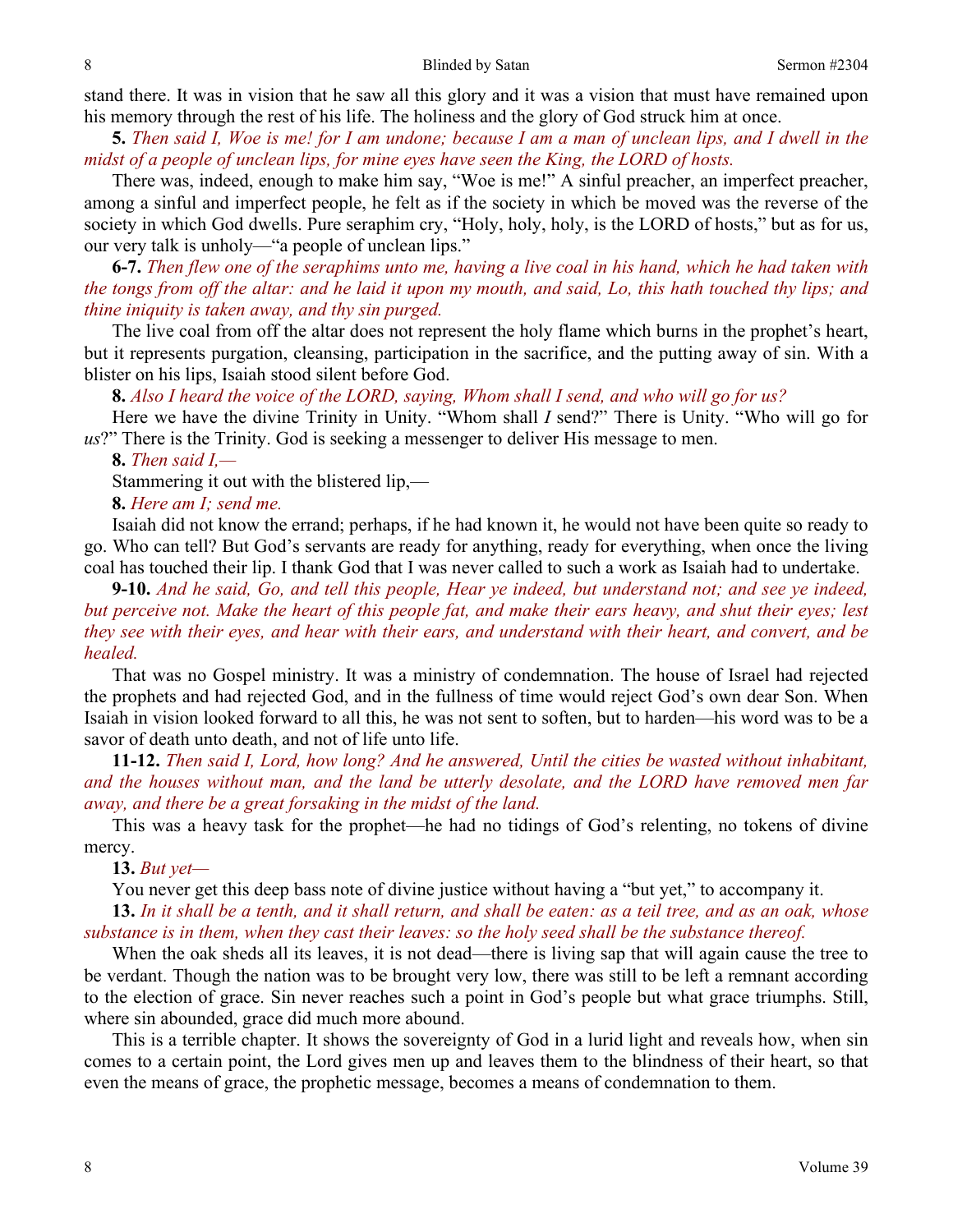stand there. It was in vision that he saw all this glory and it was a vision that must have remained upon his memory through the rest of his life. The holiness and the glory of God struck him at once.

**5.** *Then said I, Woe is me! for I am undone; because I am a man of unclean lips, and I dwell in the midst of a people of unclean lips, for mine eyes have seen the King, the LORD of hosts.*

There was, indeed, enough to make him say, "Woe is me!" A sinful preacher, an imperfect preacher, among a sinful and imperfect people, he felt as if the society in which be moved was the reverse of the society in which God dwells. Pure seraphim cry, "Holy, holy, holy, is the LORD of hosts," but as for us, our very talk is unholy—"a people of unclean lips."

**6-7.** *Then flew one of the seraphims unto me, having a live coal in his hand, which he had taken with the tongs from off the altar: and he laid it upon my mouth, and said, Lo, this hath touched thy lips; and thine iniquity is taken away, and thy sin purged.*

The live coal from off the altar does not represent the holy flame which burns in the prophet's heart, but it represents purgation, cleansing, participation in the sacrifice, and the putting away of sin. With a blister on his lips, Isaiah stood silent before God.

**8.** *Also I heard the voice of the LORD, saying, Whom shall I send, and who will go for us?*

Here we have the divine Trinity in Unity. "Whom shall *I* send?" There is Unity. "Who will go for *us*?" There is the Trinity. God is seeking a messenger to deliver His message to men.

**8.** *Then said I,—*

Stammering it out with the blistered lip,—

**8.** *Here am I; send me.*

Isaiah did not know the errand; perhaps, if he had known it, he would not have been quite so ready to go. Who can tell? But God's servants are ready for anything, ready for everything, when once the living coal has touched their lip. I thank God that I was never called to such a work as Isaiah had to undertake.

**9-10.** *And he said, Go, and tell this people, Hear ye indeed, but understand not; and see ye indeed, but perceive not. Make the heart of this people fat, and make their ears heavy, and shut their eyes; lest they see with their eyes, and hear with their ears, and understand with their heart, and convert, and be healed.*

That was no Gospel ministry. It was a ministry of condemnation. The house of Israel had rejected the prophets and had rejected God, and in the fullness of time would reject God's own dear Son. When Isaiah in vision looked forward to all this, he was not sent to soften, but to harden—his word was to be a savor of death unto death, and not of life unto life.

**11-12.** *Then said I, Lord, how long? And he answered, Until the cities be wasted without inhabitant, and the houses without man, and the land be utterly desolate, and the LORD have removed men far away, and there be a great forsaking in the midst of the land.*

This was a heavy task for the prophet—he had no tidings of God's relenting, no tokens of divine mercy.

**13.** *But yet—*

You never get this deep bass note of divine justice without having a "but yet," to accompany it.

**13.** *In it shall be a tenth, and it shall return, and shall be eaten: as a teil tree, and as an oak, whose substance is in them, when they cast their leaves: so the holy seed shall be the substance thereof.*

When the oak sheds all its leaves, it is not dead—there is living sap that will again cause the tree to be verdant. Though the nation was to be brought very low, there was still to be left a remnant according to the election of grace. Sin never reaches such a point in God's people but what grace triumphs. Still, where sin abounded, grace did much more abound.

This is a terrible chapter. It shows the sovereignty of God in a lurid light and reveals how, when sin comes to a certain point, the Lord gives men up and leaves them to the blindness of their heart, so that even the means of grace, the prophetic message, becomes a means of condemnation to them.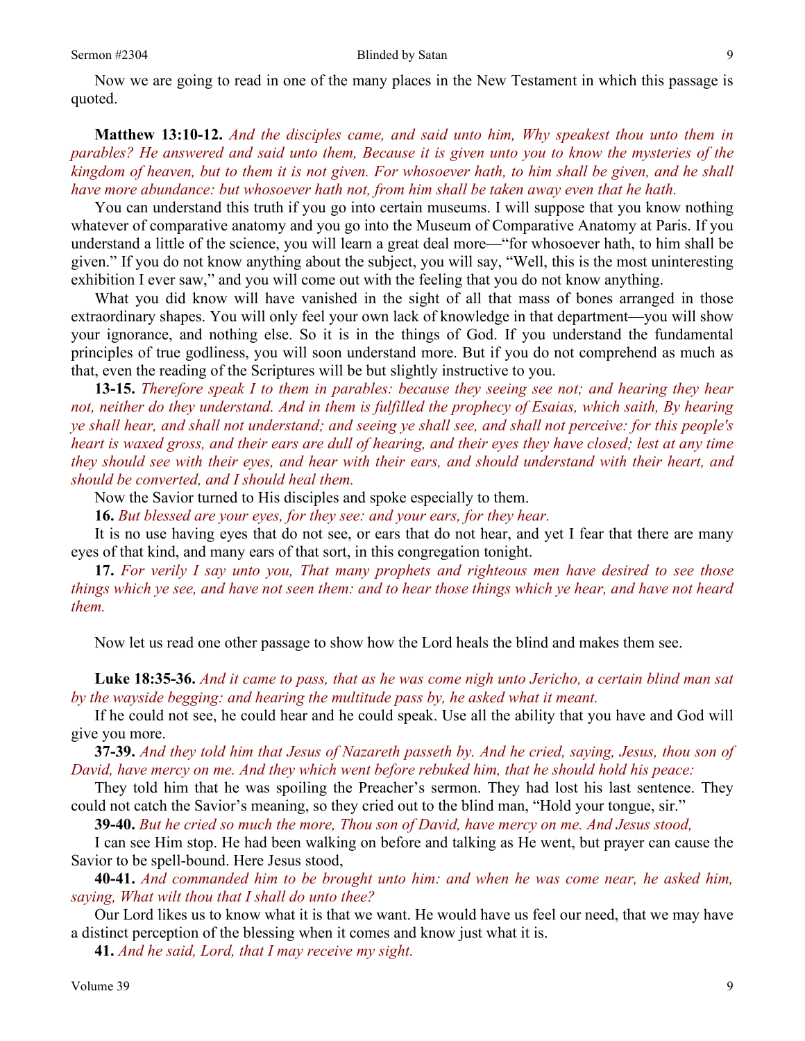Now we are going to read in one of the many places in the New Testament in which this passage is quoted.

**Matthew 13:10-12.** *And the disciples came, and said unto him, Why speakest thou unto them in parables? He answered and said unto them, Because it is given unto you to know the mysteries of the kingdom of heaven, but to them it is not given. For whosoever hath, to him shall be given, and he shall have more abundance: but whosoever hath not, from him shall be taken away even that he hath.*

You can understand this truth if you go into certain museums. I will suppose that you know nothing whatever of comparative anatomy and you go into the Museum of Comparative Anatomy at Paris. If you understand a little of the science, you will learn a great deal more—"for whosoever hath, to him shall be given." If you do not know anything about the subject, you will say, "Well, this is the most uninteresting exhibition I ever saw," and you will come out with the feeling that you do not know anything.

What you did know will have vanished in the sight of all that mass of bones arranged in those extraordinary shapes. You will only feel your own lack of knowledge in that department—you will show your ignorance, and nothing else. So it is in the things of God. If you understand the fundamental principles of true godliness, you will soon understand more. But if you do not comprehend as much as that, even the reading of the Scriptures will be but slightly instructive to you.

**13-15.** *Therefore speak I to them in parables: because they seeing see not; and hearing they hear not, neither do they understand. And in them is fulfilled the prophecy of Esaias, which saith, By hearing ye shall hear, and shall not understand; and seeing ye shall see, and shall not perceive: for this people's heart is waxed gross, and their ears are dull of hearing, and their eyes they have closed; lest at any time they should see with their eyes, and hear with their ears, and should understand with their heart, and should be converted, and I should heal them.*

Now the Savior turned to His disciples and spoke especially to them.

**16.** *But blessed are your eyes, for they see: and your ears, for they hear.*

It is no use having eyes that do not see, or ears that do not hear, and yet I fear that there are many eyes of that kind, and many ears of that sort, in this congregation tonight.

**17.** *For verily I say unto you, That many prophets and righteous men have desired to see those things which ye see, and have not seen them: and to hear those things which ye hear, and have not heard them.*

Now let us read one other passage to show how the Lord heals the blind and makes them see.

**Luke 18:35-36.** *And it came to pass, that as he was come nigh unto Jericho, a certain blind man sat by the wayside begging: and hearing the multitude pass by, he asked what it meant.*

If he could not see, he could hear and he could speak. Use all the ability that you have and God will give you more.

**37-39.** *And they told him that Jesus of Nazareth passeth by. And he cried, saying, Jesus, thou son of David, have mercy on me. And they which went before rebuked him, that he should hold his peace:*

They told him that he was spoiling the Preacher's sermon. They had lost his last sentence. They could not catch the Savior's meaning, so they cried out to the blind man, "Hold your tongue, sir."

**39-40.** *But he cried so much the more, Thou son of David, have mercy on me. And Jesus stood,*

I can see Him stop. He had been walking on before and talking as He went, but prayer can cause the Savior to be spell-bound. Here Jesus stood,

**40-41.** *And commanded him to be brought unto him: and when he was come near, he asked him, saying, What wilt thou that I shall do unto thee?*

Our Lord likes us to know what it is that we want. He would have us feel our need, that we may have a distinct perception of the blessing when it comes and know just what it is.

**41.** *And he said, Lord, that I may receive my sight.*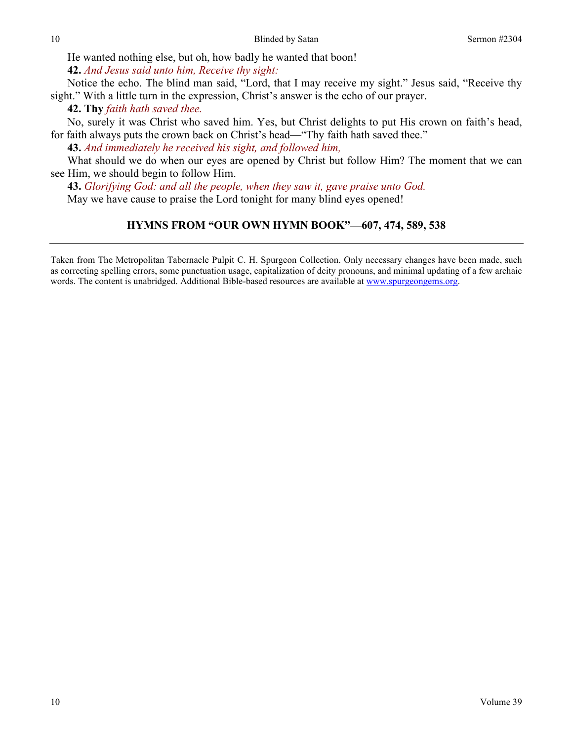He wanted nothing else, but oh, how badly he wanted that boon!

**42.** *And Jesus said unto him, Receive thy sight:*

Notice the echo. The blind man said, "Lord, that I may receive my sight." Jesus said, "Receive thy sight." With a little turn in the expression, Christ's answer is the echo of our prayer.

**42. Thy** *faith hath saved thee.*

No, surely it was Christ who saved him. Yes, but Christ delights to put His crown on faith's head, for faith always puts the crown back on Christ's head—"Thy faith hath saved thee."

**43.** *And immediately he received his sight, and followed him,*

What should we do when our eyes are opened by Christ but follow Him? The moment that we can see Him, we should begin to follow Him.

**43.** *Glorifying God: and all the people, when they saw it, gave praise unto God.*

May we have cause to praise the Lord tonight for many blind eyes opened!

## HYMNS FROM "OUR OWN HYMN BOOK"—607, 474, 589, 538

---

Taken from The Metropolitan Tabernacle Pulpit C. H. Spurgeon Collection. Only necessary changes have been made, such as correcting spelling errors, some punctuation usage, capitalization of deity pronouns, and minimal updating of a few archaic words. The content is unabridged. Additional Bible-based resources are available at [www.spurgeongems.org](http://www.spurgeongems.org).